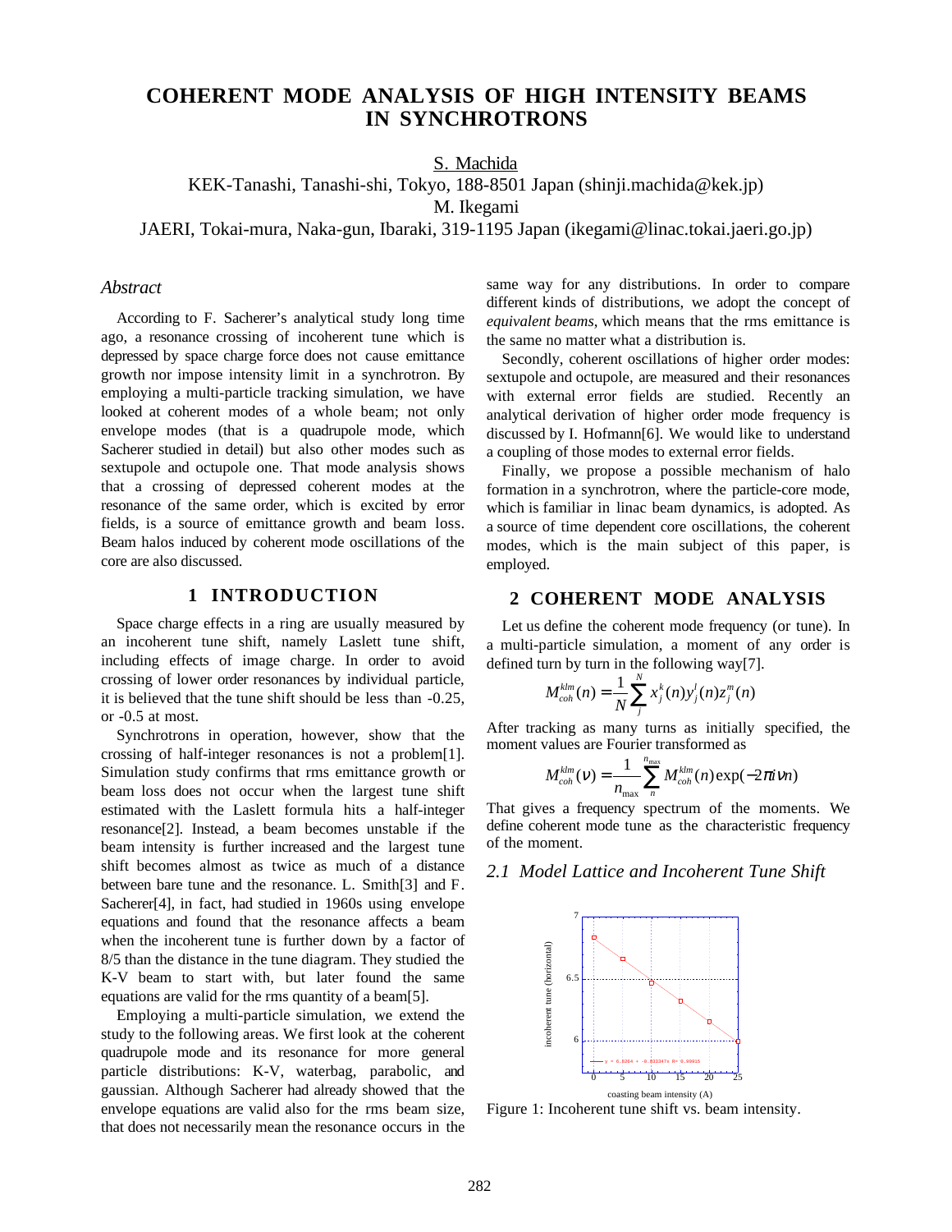# COHERENT MODE ANALYSIS OF HIGH INTENSITY BEAMS IN SYNCHROTRONS

S. Machida
KEK-Tanashi, Tanashi-shi, Tokyo, 188-8501 Japan (shinji.machida@kek.jp)
M. Ikegami
JAERI, Tokai-mura, Naka-gun, Ibaraki, 319-1195 Japan (ikegami@linac.tokai.jaeri.go.jp)

## *Abstract*

According to F. Sacherer's analytical study long time ago, a resonance crossing of incoherent tune which is depressed by space charge force does not cause emittance growth nor impose intensity limit in a synchrotron. By employing a multi-particle tracking simulation, we have looked at coherent modes of a whole beam; not only envelope modes (that is a quadrupole mode, which Sacherer studied in detail) but also other modes such as sextupole and octupole one. That mode analysis shows that a crossing of depressed coherent modes at the resonance of the same order, which is excited by error fields, is a source of emittance growth and beam loss. Beam halos induced by coherent mode oscillations of the core are also discussed.

## 1 INTRODUCTION

Space charge effects in a ring are usually measured by an incoherent tune shift, namely Laslett tune shift, including effects of image charge. In order to avoid crossing of lower order resonances by individual particle, it is believed that the tune shift should be less than -0.25, or -0.5 at most.

Synchrotrons in operation, however, show that the crossing of half-integer resonances is not a problem[1]. Simulation study confirms that rms emittance growth or beam loss does not occur when the largest tune shift estimated with the Laslett formula hits a half-integer resonance[2]. Instead, a beam becomes unstable if the beam intensity is further increased and the largest tune shift becomes almost as twice as much of a distance between bare tune and the resonance. L. Smith[3] and F. Sacherer[4], in fact, had studied in 1960s using envelope equations and found that the resonance affects a beam when the incoherent tune is further down by a factor of 8/5 than the distance in the tune diagram. They studied the K-V beam to start with, but later found the same equations are valid for the rms quantity of a beam[5].

Employing a multi-particle simulation, we extend the study to the following areas. We first look at the coherent quadrupole mode and its resonance for more general particle distributions: K-V, waterbag, parabolic, and gaussian. Although Sacherer had already showed that the envelope equations are valid also for the rms beam size, that does not necessarily mean the resonance occurs in the same way for any distributions. In order to compare different kinds of distributions, we adopt the concept of *equivalent beams*, which means that the rms emittance is the same no matter what a distribution is.

Secondly, coherent oscillations of higher order modes: sextupole and octupole, are measured and their resonances with external error fields are studied. Recently an analytical derivation of higher order mode frequency is discussed by I. Hofmann[6]. We would like to understand a coupling of those modes to external error fields.

Finally, we propose a possible mechanism of halo formation in a synchrotron, where the particle-core mode, which is familiar in linac beam dynamics, is adopted. As a source of time dependent core oscillations, the coherent modes, which is the main subject of this paper, is employed.

## 2 COHERENT MODE ANALYSIS

Let us define the coherent mode frequency (or tune). In a multi-particle simulation, a moment of any order is defined turn by turn in the following way[7].

$$M_{coh}^{klm}(n) = \frac{1}{N}\sum_{j}^{N} x_j^k(n) y_j^l(n) z_j^m(n)$$

After tracking as many turns as initially specified, the moment values are Fourier transformed as

$$M_{coh}^{klm}(\nu) = \frac{1}{n_{\max}}\sum_{n}^{n_{\max}} M_{coh}^{klm}(n)\exp(-2\pi i \nu n)$$

That gives a frequency spectrum of the moments. We define coherent mode tune as the characteristic frequency of the moment.

### *2.1 Model Lattice and Incoherent Tune Shift*

Figure 1: Incoherent tune shift vs. beam intensity.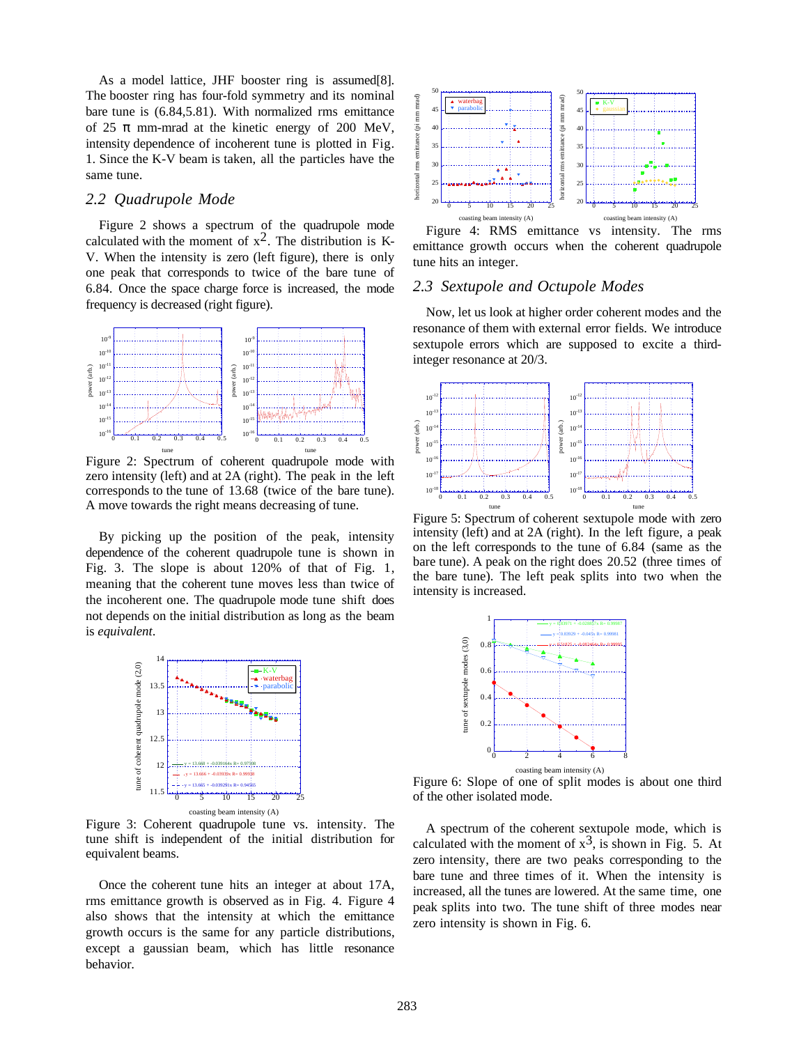As a model lattice, JHF booster ring is assumed[8]. The booster ring has four-fold symmetry and its nominal bare tune is (6.84,5.81). With normalized rms emittance of 25 π mm-mrad at the kinetic energy of 200 MeV, intensity dependence of incoherent tune is plotted in Fig. 1. Since the K-V beam is taken, all the particles have the same tune.

## *2.2 Quadrupole Mode*

Figure 2 shows a spectrum of the quadrupole mode calculated with the moment of $x^2$. The distribution is K-V. When the intensity is zero (left figure), there is only one peak that corresponds to twice of the bare tune of 6.84. Once the space charge force is increased, the mode frequency is decreased (right figure).

Figure 2: Spectrum of coherent quadrupole mode with zero intensity (left) and at 2A (right). The peak in the left corresponds to the tune of 13.68 (twice of the bare tune). A move towards the right means decreasing of tune.

By picking up the position of the peak, intensity dependence of the coherent quadrupole tune is shown in Fig. 3. The slope is about 120% of that of Fig. 1, meaning that the coherent tune moves less than twice of the incoherent one. The quadrupole mode tune shift does not depends on the initial distribution as long as the beam is *equivalent*.

Figure 3: Coherent quadrupole tune vs. intensity. The tune shift is independent of the initial distribution for equivalent beams.

Once the coherent tune hits an integer at about 17A, rms emittance growth is observed as in Fig. 4. Figure 4 also shows that the intensity at which the emittance growth occurs is the same for any particle distributions, except a gaussian beam, which has little resonance behavior.

Figure 4: RMS emittance vs intensity. The rms emittance growth occurs when the coherent quadrupole tune hits an integer.

## *2.3 Sextupole and Octupole Modes*

Now, let us look at higher order coherent modes and the resonance of them with external error fields. We introduce sextupole errors which are supposed to excite a third-integer resonance at 20/3.

Figure 5: Spectrum of coherent sextupole mode with zero intensity (left) and at 2A (right). In the left figure, a peak on the left corresponds to the tune of 6.84 (same as the bare tune). A peak on the right does 20.52 (three times of the bare tune). The left peak splits into two when the intensity is increased.

Figure 6: Slope of one of split modes is about one third of the other isolated mode.

A spectrum of the coherent sextupole mode, which is calculated with the moment of $x^3$, is shown in Fig. 5. At zero intensity, there are two peaks corresponding to the bare tune and three times of it. When the intensity is increased, all the tunes are lowered. At the same time, one peak splits into two. The tune shift of three modes near zero intensity is shown in Fig. 6.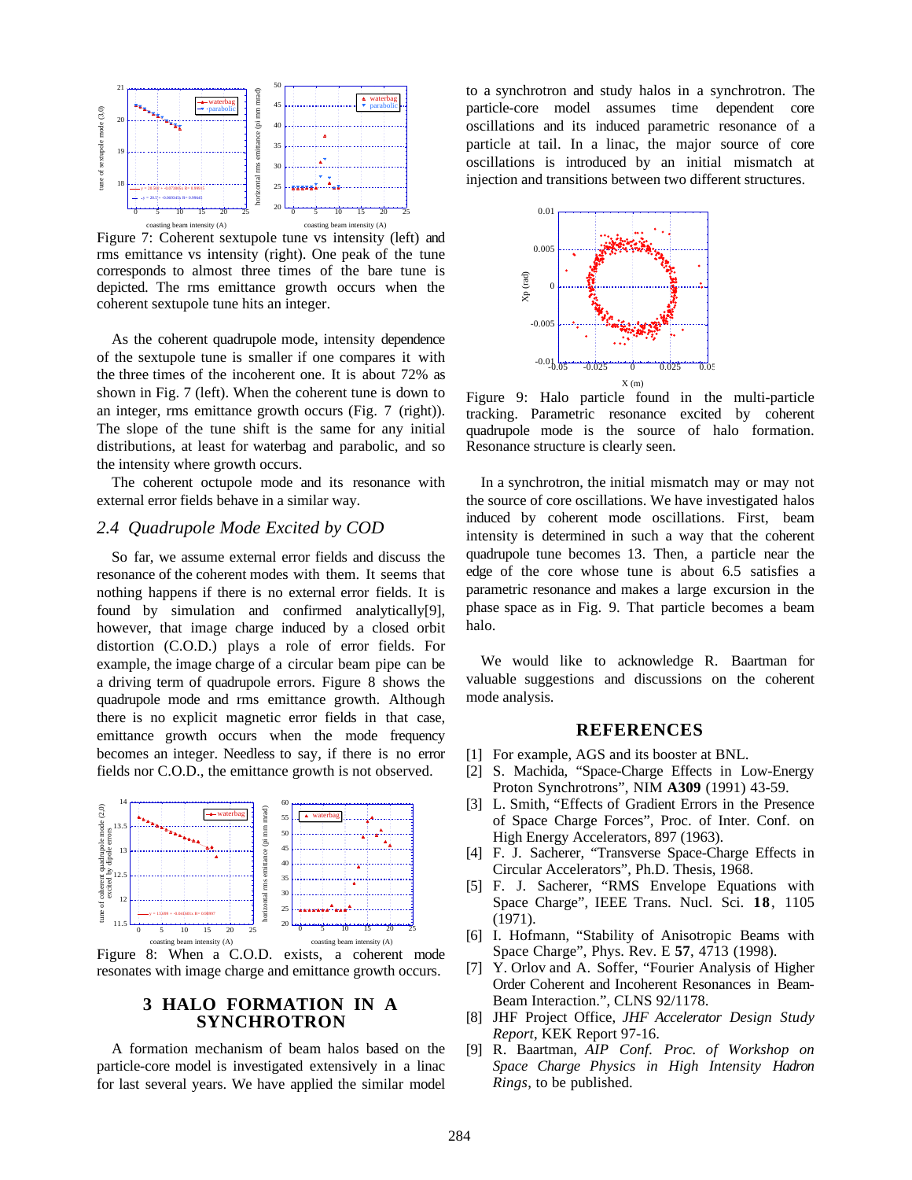tune of sextupole mode (3,0)

21
20
19
18

waterbag
parabolic

0 5 10 15 20 25
coasting beam intensity (A)

horizontal rms emittance (pi mm mrad)

50
45
40
35
30
25
20

waterbag
parabolic

0 5 10 15 20 25
coasting beam intensity (A)

Figure 7: Coherent sextupole tune vs intensity (left) and rms emittance vs intensity (right). One peak of the tune corresponds to almost three times of the bare tune is depicted. The rms emittance growth occurs when the coherent sextupole tune hits an integer.

As the coherent quadrupole mode, intensity dependence of the sextupole tune is smaller if one compares it with the three times of the incoherent one. It is about 72% as shown in Fig. 7 (left). When the coherent tune is down to an integer, rms emittance growth occurs (Fig. 7 (right)). The slope of the tune shift is the same for any initial distributions, at least for waterbag and parabolic, and so the intensity where growth occurs.

The coherent octupole mode and its resonance with external error fields behave in a similar way.

### 2.4 Quadrupole Mode Excited by COD

So far, we assume external error fields and discuss the resonance of the coherent modes with them. It seems that nothing happens if there is no external error fields. It is found by simulation and confirmed analytically[9], however, that image charge induced by a closed orbit distortion (C.O.D.) plays a role of error fields. For example, the image charge of a circular beam pipe can be a driving term of quadrupole errors. Figure 8 shows the quadrupole mode and rms emittance growth. Although there is no explicit magnetic error fields in that case, emittance growth occurs when the mode frequency becomes an integer. Needless to say, if there is no error fields nor C.O.D., the emittance growth is not observed.

tune of coherent quadrupole mode (2,0) excited by dipole errors

14
13.5
13
12.5
12
11.5

waterbag

0 5 10 15 20 25
coasting beam intensity (A)

horizontal rms emittance (pi mm mrad)

60
55
50
45
40
35
30
25
20

waterbag

0 5 10 15 20 25
coasting beam intensity (A)

Figure 8: When a C.O.D. exists, a coherent mode resonates with image charge and emittance growth occurs.

## 3 HALO FORMATION IN A SYNCHROTRON

A formation mechanism of beam halos based on the particle-core model is investigated extensively in a linac for last several years. We have applied the similar model to a synchrotron and study halos in a synchrotron. The particle-core model assumes time dependent core oscillations and its induced parametric resonance of a particle at tail. In a linac, the major source of core oscillations is introduced by an initial mismatch at injection and transitions between two different structures.

Xp (rad)

0.01
0.005
0
-0.005
-0.01

-0.05 -0.025 0 0.025 0.05
X (m)

Figure 9: Halo particle found in the multi-particle tracking. Parametric resonance excited by coherent quadrupole mode is the source of halo formation. Resonance structure is clearly seen.

In a synchrotron, the initial mismatch may or may not the source of core oscillations. We have investigated halos induced by coherent mode oscillations. First, beam intensity is determined in such a way that the coherent quadrupole tune becomes 13. Then, a particle near the edge of the core whose tune is about 6.5 satisfies a parametric resonance and makes a large excursion in the phase space as in Fig. 9. That particle becomes a beam halo.

We would like to acknowledge R. Baartman for valuable suggestions and discussions on the coherent mode analysis.

## REFERENCES

[1] For example, AGS and its booster at BNL.

[2] S. Machida, "Space-Charge Effects in Low-Energy Proton Synchrotrons", NIM **A309** (1991) 43-59.

[3] L. Smith, "Effects of Gradient Errors in the Presence of Space Charge Forces", Proc. of Inter. Conf. on High Energy Accelerators, 897 (1963).

[4] F. J. Sacherer, "Transverse Space-Charge Effects in Circular Accelerators", Ph.D. Thesis, 1968.

[5] F. J. Sacherer, "RMS Envelope Equations with Space Charge", IEEE Trans. Nucl. Sci. **18**, 1105 (1971).

[6] I. Hofmann, "Stability of Anisotropic Beams with Space Charge", Phys. Rev. E **57**, 4713 (1998).

[7] Y. Orlov and A. Soffer, "Fourier Analysis of Higher Order Coherent and Incoherent Resonances in Beam-Beam Interaction.", CLNS 92/1178.

[8] JHF Project Office, *JHF Accelerator Design Study Report*, KEK Report 97-16.

[9] R. Baartman, *AIP Conf. Proc. of Workshop on Space Charge Physics in High Intensity Hadron Rings*, to be published.